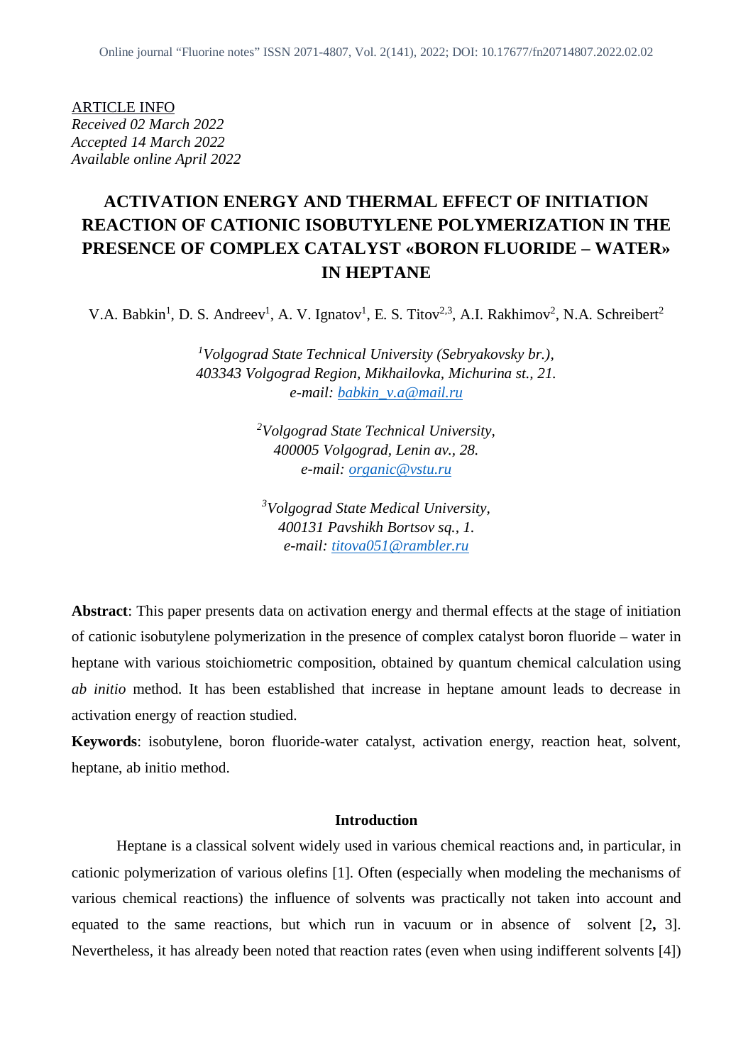ARTICLE INFO
*Received 02 March 2022*
*Accepted 14 March 2022*
*Available online April 2022*

# ACTIVATION ENERGY AND THERMAL EFFECT OF INITIATION REACTION OF CATIONIC ISOBUTYLENE POLYMERIZATION IN THE PRESENCE OF COMPLEX CATALYST «BORON FLUORIDE – WATER» IN HEPTANE

V.A. Babkin[1], D. S. Andreev[1], A. V. Ignatov[1], E. S. Titov[2,3], A.I. Rakhimov[2], N.A. Schreibert[2]

[1]*Volgograd State Technical University (Sebryakovsky br.), 403343 Volgograd Region, Mikhailovka, Michurina st., 21. e-mail: babkin_v.a@mail.ru*

[2]*Volgograd State Technical University, 400005 Volgograd, Lenin av., 28. e-mail: organic@vstu.ru*

[3]*Volgograd State Medical University, 400131 Pavshikh Bortsov sq., 1. e-mail: titova051@rambler.ru*

**Abstract**: This paper presents data on activation energy and thermal effects at the stage of initiation of cationic isobutylene polymerization in the presence of complex catalyst boron fluoride – water in heptane with various stoichiometric composition, obtained by quantum chemical calculation using *ab initio* method. It has been established that increase in heptane amount leads to decrease in activation energy of reaction studied.

**Keywords**: isobutylene, boron fluoride-water catalyst, activation energy, reaction heat, solvent, heptane, ab initio method.

### Introduction

Heptane is a classical solvent widely used in various chemical reactions and, in particular, in cationic polymerization of various olefins [1]. Often (especially when modeling the mechanisms of various chemical reactions) the influence of solvents was practically not taken into account and equated to the same reactions, but which run in vacuum or in absence of solvent [2, 3]. Nevertheless, it has already been noted that reaction rates (even when using indifferent solvents [4])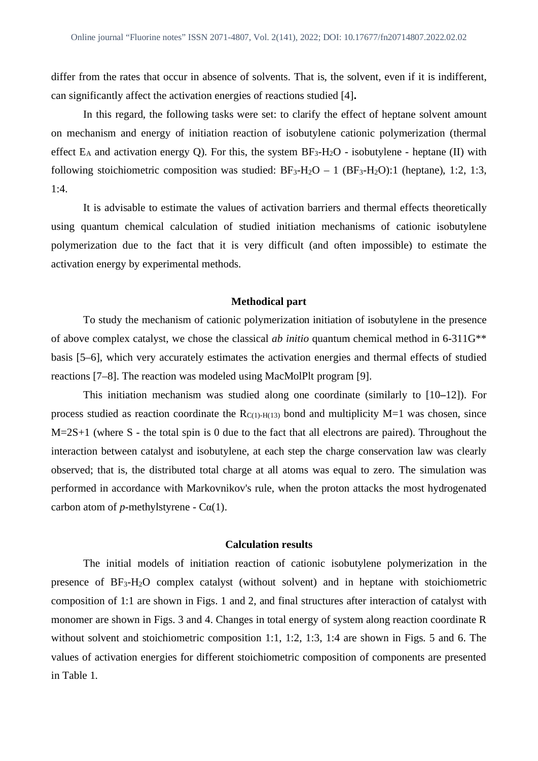differ from the rates that occur in absence of solvents. That is, the solvent, even if it is indifferent, can significantly affect the activation energies of reactions studied [4]**.**

In this regard, the following tasks were set: to clarify the effect of heptane solvent amount on mechanism and energy of initiation reaction of isobutylene cationic polymerization (thermal effect $E_A$ and activation energy Q). For this, the system $BF_3$-$H_2O$ - isobutylene - heptane (II) with following stoichiometric composition was studied: $BF_3$-$H_2O$ – 1 ($BF_3$-$H_2O$):1 (heptane), 1:2, 1:3, 1:4.

It is advisable to estimate the values of activation barriers and thermal effects theoretically using quantum chemical calculation of studied initiation mechanisms of cationic isobutylene polymerization due to the fact that it is very difficult (and often impossible) to estimate the activation energy by experimental methods.

## Methodical part

To study the mechanism of cationic polymerization initiation of isobutylene in the presence of above complex catalyst, we chose the classical *ab initio* quantum chemical method in 6-311G** basis [5–6], which very accurately estimates the activation energies and thermal effects of studied reactions [7–8]. The reaction was modeled using MacMolPlt program [9].

This initiation mechanism was studied along one coordinate (similarly to [10–12]). For process studied as reaction coordinate the $R_{C(1)-H(13)}$ bond and multiplicity M=1 was chosen, since M=2S+1 (where S - the total spin is 0 due to the fact that all electrons are paired). Throughout the interaction between catalyst and isobutylene, at each step the charge conservation law was clearly observed; that is, the distributed total charge at all atoms was equal to zero. The simulation was performed in accordance with Markovnikov's rule, when the proton attacks the most hydrogenated carbon atom of *p*-methylstyrene - Cα(1).

## Calculation results

The initial models of initiation reaction of cationic isobutylene polymerization in the presence of $BF_3$-$H_2O$ complex catalyst (without solvent) and in heptane with stoichiometric composition of 1:1 are shown in Figs. 1 and 2, and final structures after interaction of catalyst with monomer are shown in Figs. 3 and 4. Changes in total energy of system along reaction coordinate R without solvent and stoichiometric composition 1:1, 1:2, 1:3, 1:4 are shown in Figs. 5 and 6. The values of activation energies for different stoichiometric composition of components are presented in Table 1.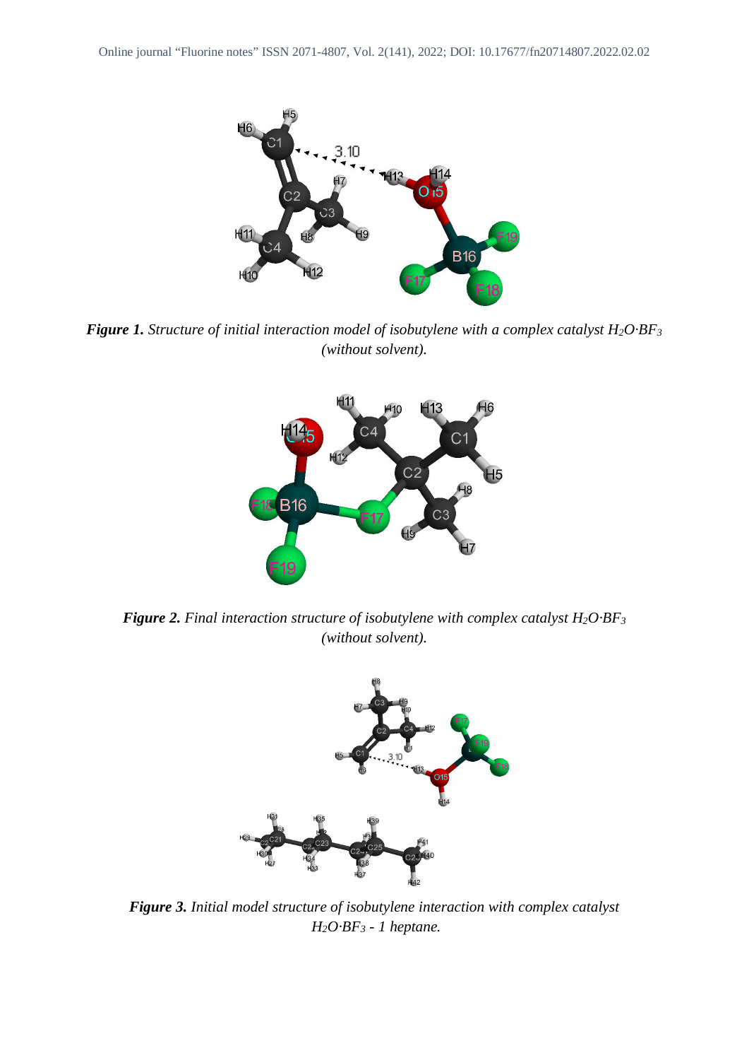***Figure 1.*** *Structure of initial interaction model of isobutylene with a complex catalyst* $H_2O{\cdot}BF_3$ *(without solvent).*

***Figure 2.*** *Final interaction structure of isobutylene with complex catalyst* $H_2O{\cdot}BF_3$ *(without solvent).*

***Figure 3.*** *Initial model structure of isobutylene interaction with complex catalyst* $H_2O{\cdot}BF_3$ *- 1 heptane.*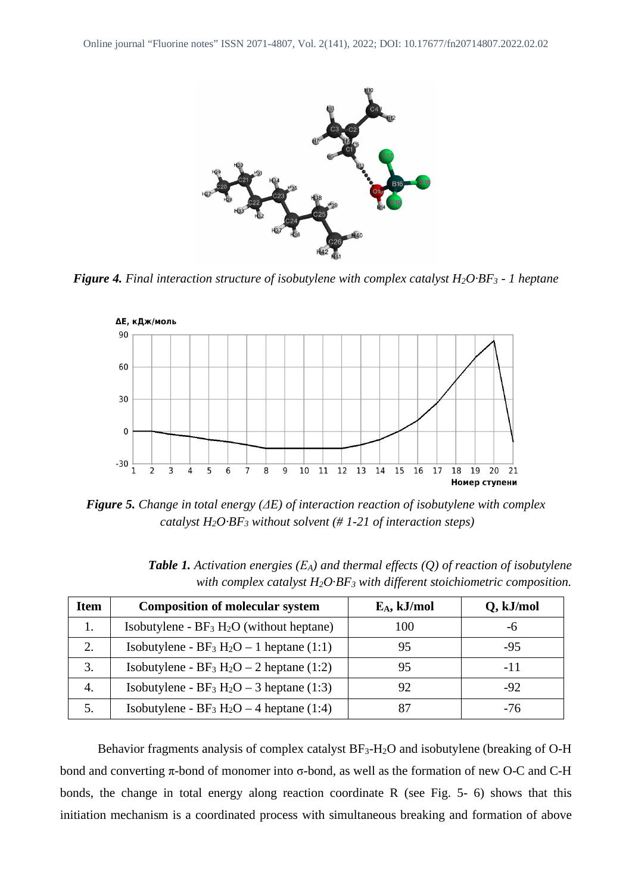*Figure 4. Final interaction structure of isobutylene with complex catalyst $H_2O{\cdot}BF_3$ - 1 heptane*

*Figure 5. Change in total energy (ΔE) of interaction reaction of isobutylene with complex catalyst $H_2O{\cdot}BF_3$ without solvent (# 1-21 of interaction steps)*

*Table 1. Activation energies ($E_A$) and thermal effects (Q) of reaction of isobutylene with complex catalyst $H_2O{\cdot}BF_3$ with different stoichiometric composition.*

| Item | Composition of molecular system | $E_A$, kJ/mol | Q, kJ/mol |
|---|---|---|---|
| 1. | Isobutylene - $BF_3$ $H_2O$ (without heptane) | 100 | -6 |
| 2. | Isobutylene - $BF_3$ $H_2O$ – 1 heptane (1:1) | 95 | -95 |
| 3. | Isobutylene - $BF_3$ $H_2O$ – 2 heptane (1:2) | 95 | -11 |
| 4. | Isobutylene - $BF_3$ $H_2O$ – 3 heptane (1:3) | 92 | -92 |
| 5. | Isobutylene - $BF_3$ $H_2O$ – 4 heptane (1:4) | 87 | -76 |

Behavior fragments analysis of complex catalyst $BF_3$-$H_2O$ and isobutylene (breaking of O-H bond and converting π-bond of monomer into σ-bond, as well as the formation of new O-C and C-H bonds, the change in total energy along reaction coordinate R (see Fig. 5- 6) shows that this initiation mechanism is a coordinated process with simultaneous breaking and formation of above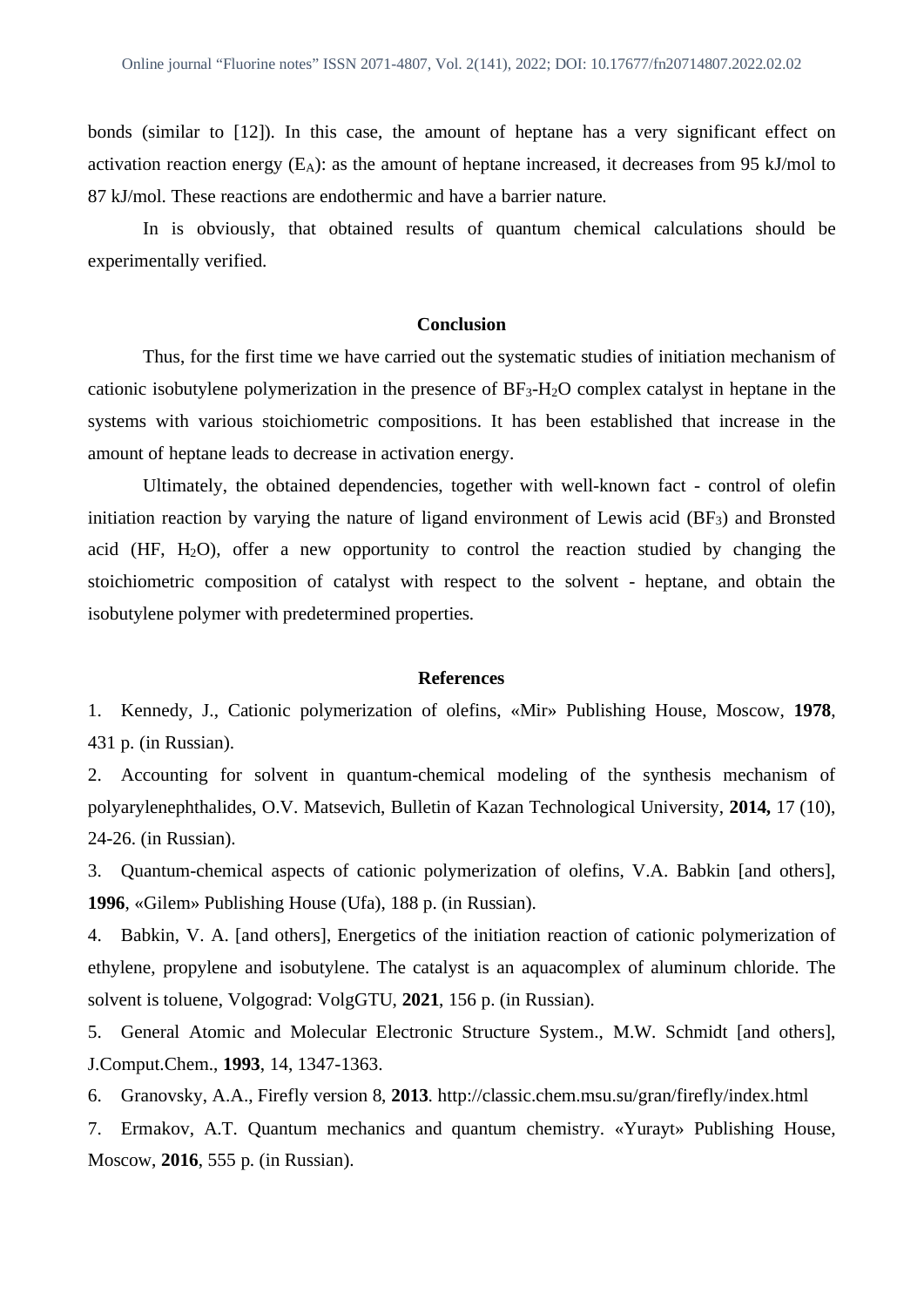bonds (similar to [12]). In this case, the amount of heptane has a very significant effect on activation reaction energy ($E_A$): as the amount of heptane increased, it decreases from 95 kJ/mol to 87 kJ/mol. These reactions are endothermic and have a barrier nature.

In is obviously, that obtained results of quantum chemical calculations should be experimentally verified.

## Conclusion

Thus, for the first time we have carried out the systematic studies of initiation mechanism of cationic isobutylene polymerization in the presence of $BF_3$-$H_2O$ complex catalyst in heptane in the systems with various stoichiometric compositions. It has been established that increase in the amount of heptane leads to decrease in activation energy.

Ultimately, the obtained dependencies, together with well-known fact - control of olefin initiation reaction by varying the nature of ligand environment of Lewis acid ($BF_3$) and Bronsted acid (HF, $H_2O$), offer a new opportunity to control the reaction studied by changing the stoichiometric composition of catalyst with respect to the solvent - heptane, and obtain the isobutylene polymer with predetermined properties.

## References

1. Kennedy, J., Cationic polymerization of olefins, «Mir» Publishing House, Moscow, **1978**, 431 p. (in Russian).
2. Accounting for solvent in quantum-chemical modeling of the synthesis mechanism of polyarylenephthalides, O.V. Matsevich, Bulletin of Kazan Technological University, **2014,** 17 (10), 24-26. (in Russian).
3. Quantum-chemical aspects of cationic polymerization of olefins, V.A. Babkin [and others], **1996**, «Gilem» Publishing House (Ufa), 188 p. (in Russian).
4. Babkin, V. A. [and others], Energetics of the initiation reaction of cationic polymerization of ethylene, propylene and isobutylene. The catalyst is an aquacomplex of aluminum chloride. The solvent is toluene, Volgograd: VolgGTU, **2021**, 156 p. (in Russian).
5. General Atomic and Molecular Electronic Structure System., M.W. Schmidt [and others], J.Comput.Chem., **1993**, 14, 1347-1363.
6. Granovsky, A.A., Firefly version 8, **2013**. http://classic.chem.msu.su/gran/firefly/index.html
7. Ermakov, A.T. Quantum mechanics and quantum chemistry. «Yurayt» Publishing House, Moscow, **2016**, 555 p. (in Russian).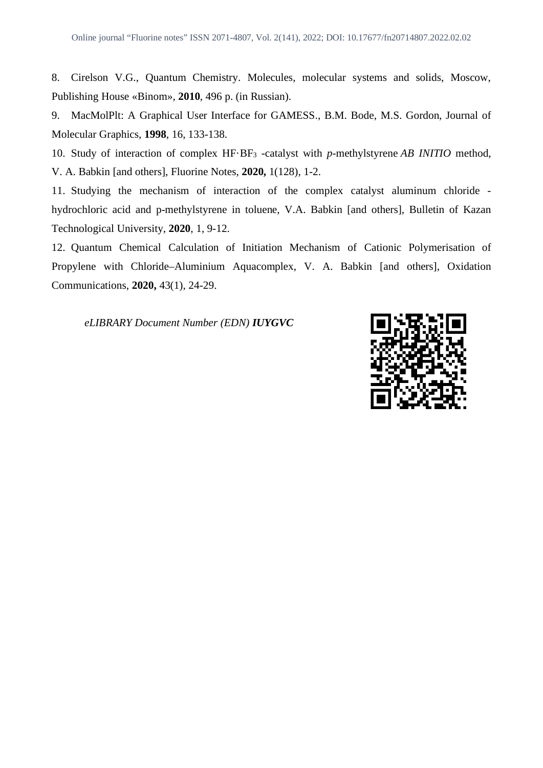8. Cirelson V.G., Quantum Chemistry. Molecules, molecular systems and solids, Moscow, Publishing House «Binom», **2010**, 496 p. (in Russian).

9. MacMolPlt: A Graphical User Interface for GAMESS., B.M. Bode, M.S. Gordon, Journal of Molecular Graphics, **1998**, 16, 133-138.

10. Study of interaction of complex $HF{\cdot}BF_3$ -catalyst with *p*-methylstyrene *AB INITIO* method, V. A. Babkin [and others], Fluorine Notes, **2020,** 1(128), 1-2.

11. Studying the mechanism of interaction of the complex catalyst aluminum chloride - hydrochloric acid and p-methylstyrene in toluene, V.A. Babkin [and others], Bulletin of Kazan Technological University, **2020**, 1, 9-12.

12. Quantum Chemical Calculation of Initiation Mechanism of Cationic Polymerisation of Propylene with Chloride–Aluminium Aquacomplex, V. A. Babkin [and others], Oxidation Communications, **2020,** 43(1), 24-29.

*eLIBRARY Document Number (EDN)* ***IUYGVC***